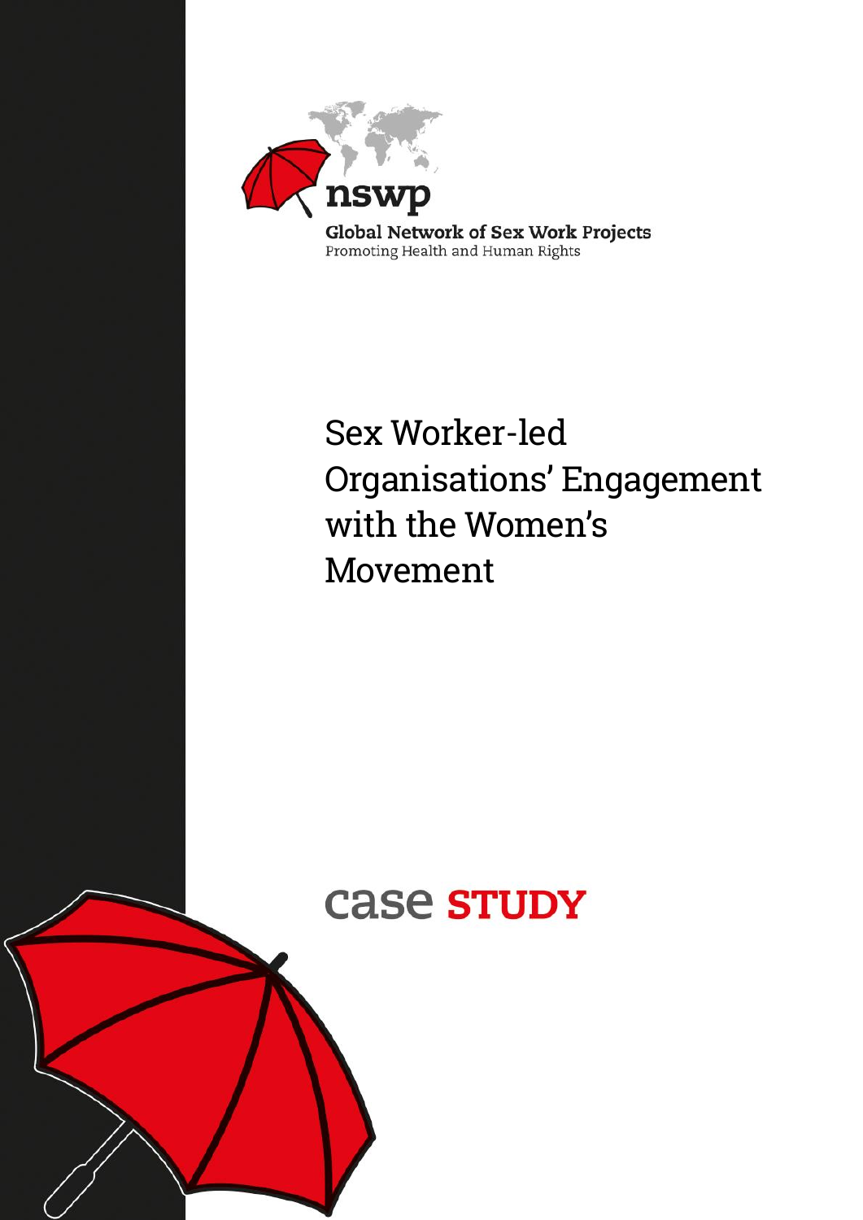nswp

Global Network of Sex Work Projects

Promoting Health and Human Rights

# Sex Worker-led Organisations' Engagement with the Women's Movement

case STUDY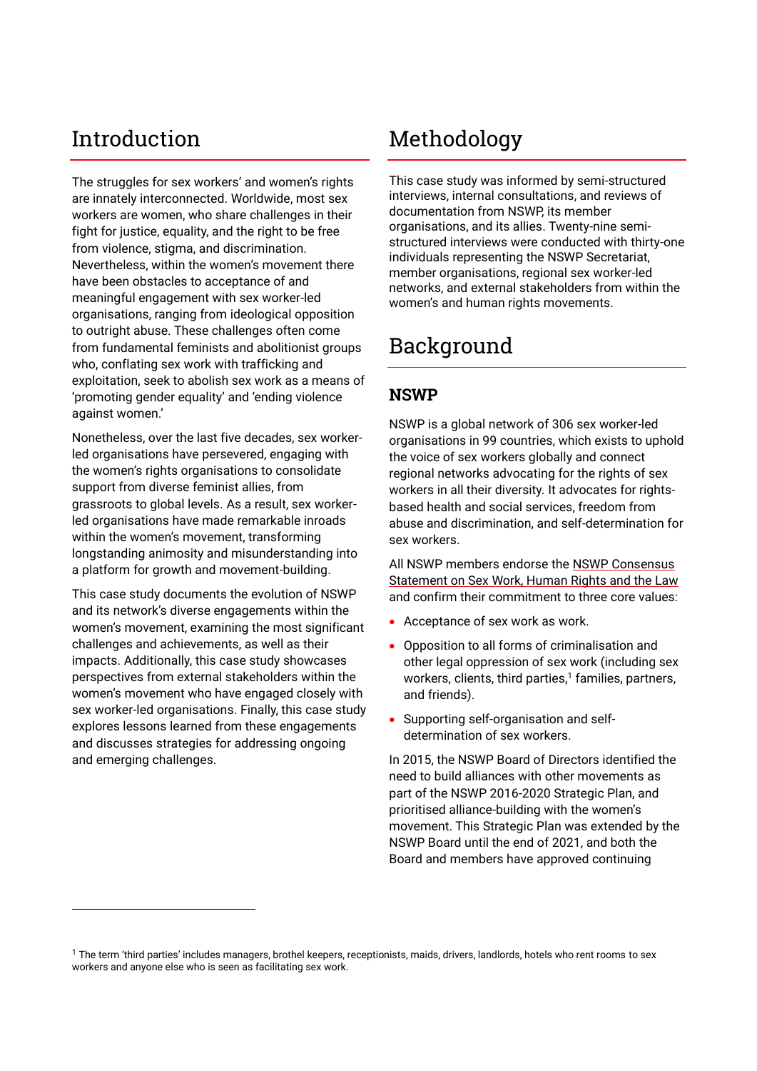# Introduction

The struggles for sex workers' and women's rights are innately interconnected. Worldwide, most sex workers are women, who share challenges in their fight for justice, equality, and the right to be free from violence, stigma, and discrimination. Nevertheless, within the women's movement there have been obstacles to acceptance of and meaningful engagement with sex worker-led organisations, ranging from ideological opposition to outright abuse. These challenges often come from fundamental feminists and abolitionist groups who, conflating sex work with trafficking and exploitation, seek to abolish sex work as a means of 'promoting gender equality' and 'ending violence against women.'

Nonetheless, over the last five decades, sex worker-led organisations have persevered, engaging with the women's rights organisations to consolidate support from diverse feminist allies, from grassroots to global levels. As a result, sex worker-led organisations have made remarkable inroads within the women's movement, transforming longstanding animosity and misunderstanding into a platform for growth and movement-building.

This case study documents the evolution of NSWP and its network's diverse engagements within the women's movement, examining the most significant challenges and achievements, as well as their impacts. Additionally, this case study showcases perspectives from external stakeholders within the women's movement who have engaged closely with sex worker-led organisations. Finally, this case study explores lessons learned from these engagements and discusses strategies for addressing ongoing and emerging challenges.

# Methodology

This case study was informed by semi-structured interviews, internal consultations, and reviews of documentation from NSWP, its member organisations, and its allies. Twenty-nine semi-structured interviews were conducted with thirty-one individuals representing the NSWP Secretariat, member organisations, regional sex worker-led networks, and external stakeholders from within the women's and human rights movements.

# Background

## NSWP

NSWP is a global network of 306 sex worker-led organisations in 99 countries, which exists to uphold the voice of sex workers globally and connect regional networks advocating for the rights of sex workers in all their diversity. It advocates for rights-based health and social services, freedom from abuse and discrimination, and self-determination for sex workers.

All NSWP members endorse the NSWP Consensus Statement on Sex Work, Human Rights and the Law and confirm their commitment to three core values:

- Acceptance of sex work as work.
- Opposition to all forms of criminalisation and other legal oppression of sex work (including sex workers, clients, third parties,[1] families, partners, and friends).
- Supporting self-organisation and self-determination of sex workers.

In 2015, the NSWP Board of Directors identified the need to build alliances with other movements as part of the NSWP 2016-2020 Strategic Plan, and prioritised alliance-building with the women's movement. This Strategic Plan was extended by the NSWP Board until the end of 2021, and both the Board and members have approved continuing

[1] The term 'third parties' includes managers, brothel keepers, receptionists, maids, drivers, landlords, hotels who rent rooms to sex workers and anyone else who is seen as facilitating sex work.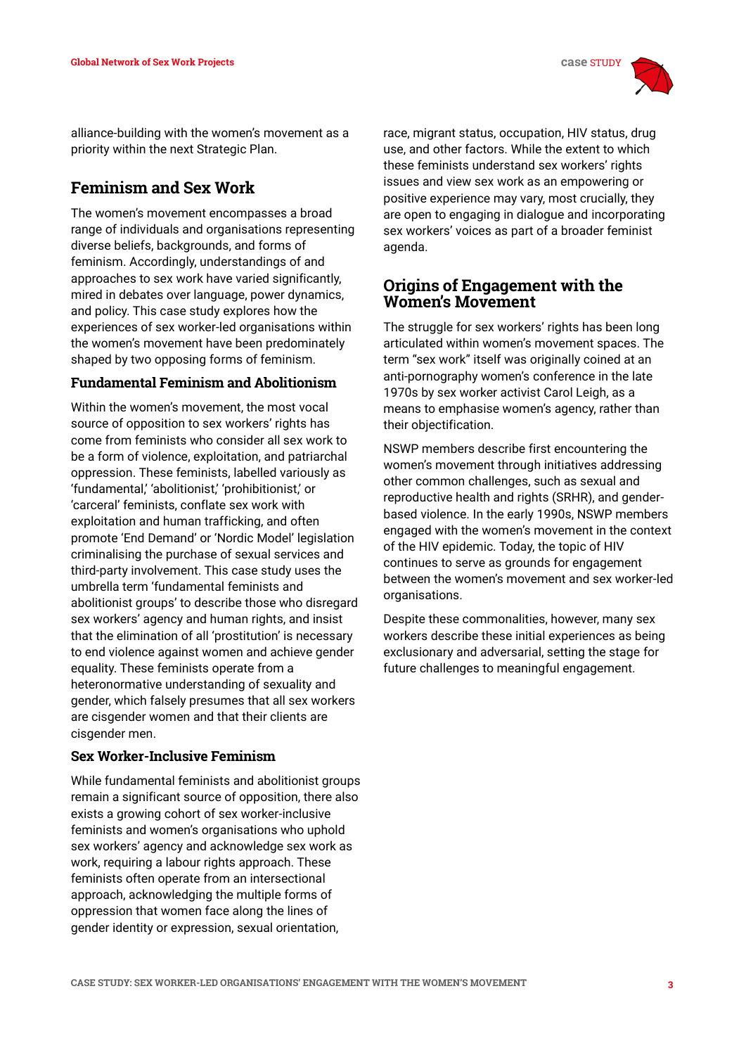alliance-building with the women's movement as a priority within the next Strategic Plan.

## Feminism and Sex Work

The women's movement encompasses a broad range of individuals and organisations representing diverse beliefs, backgrounds, and forms of feminism. Accordingly, understandings of and approaches to sex work have varied significantly, mired in debates over language, power dynamics, and policy. This case study explores how the experiences of sex worker-led organisations within the women's movement have been predominately shaped by two opposing forms of feminism.

### Fundamental Feminism and Abolitionism

Within the women's movement, the most vocal source of opposition to sex workers' rights has come from feminists who consider all sex work to be a form of violence, exploitation, and patriarchal oppression. These feminists, labelled variously as 'fundamental,' 'abolitionist,' 'prohibitionist,' or 'carceral' feminists, conflate sex work with exploitation and human trafficking, and often promote 'End Demand' or 'Nordic Model' legislation criminalising the purchase of sexual services and third-party involvement. This case study uses the umbrella term 'fundamental feminists and abolitionist groups' to describe those who disregard sex workers' agency and human rights, and insist that the elimination of all 'prostitution' is necessary to end violence against women and achieve gender equality. These feminists operate from a heteronormative understanding of sexuality and gender, which falsely presumes that all sex workers are cisgender women and that their clients are cisgender men.

### Sex Worker-Inclusive Feminism

While fundamental feminists and abolitionist groups remain a significant source of opposition, there also exists a growing cohort of sex worker-inclusive feminists and women's organisations who uphold sex workers' agency and acknowledge sex work as work, requiring a labour rights approach. These feminists often operate from an intersectional approach, acknowledging the multiple forms of oppression that women face along the lines of gender identity or expression, sexual orientation, race, migrant status, occupation, HIV status, drug use, and other factors. While the extent to which these feminists understand sex workers' rights issues and view sex work as an empowering or positive experience may vary, most crucially, they are open to engaging in dialogue and incorporating sex workers' voices as part of a broader feminist agenda.

## Origins of Engagement with the Women's Movement

The struggle for sex workers' rights has been long articulated within women's movement spaces. The term "sex work" itself was originally coined at an anti-pornography women's conference in the late 1970s by sex worker activist Carol Leigh, as a means to emphasise women's agency, rather than their objectification.

NSWP members describe first encountering the women's movement through initiatives addressing other common challenges, such as sexual and reproductive health and rights (SRHR), and gender-based violence. In the early 1990s, NSWP members engaged with the women's movement in the context of the HIV epidemic. Today, the topic of HIV continues to serve as grounds for engagement between the women's movement and sex worker-led organisations.

Despite these commonalities, however, many sex workers describe these initial experiences as being exclusionary and adversarial, setting the stage for future challenges to meaningful engagement.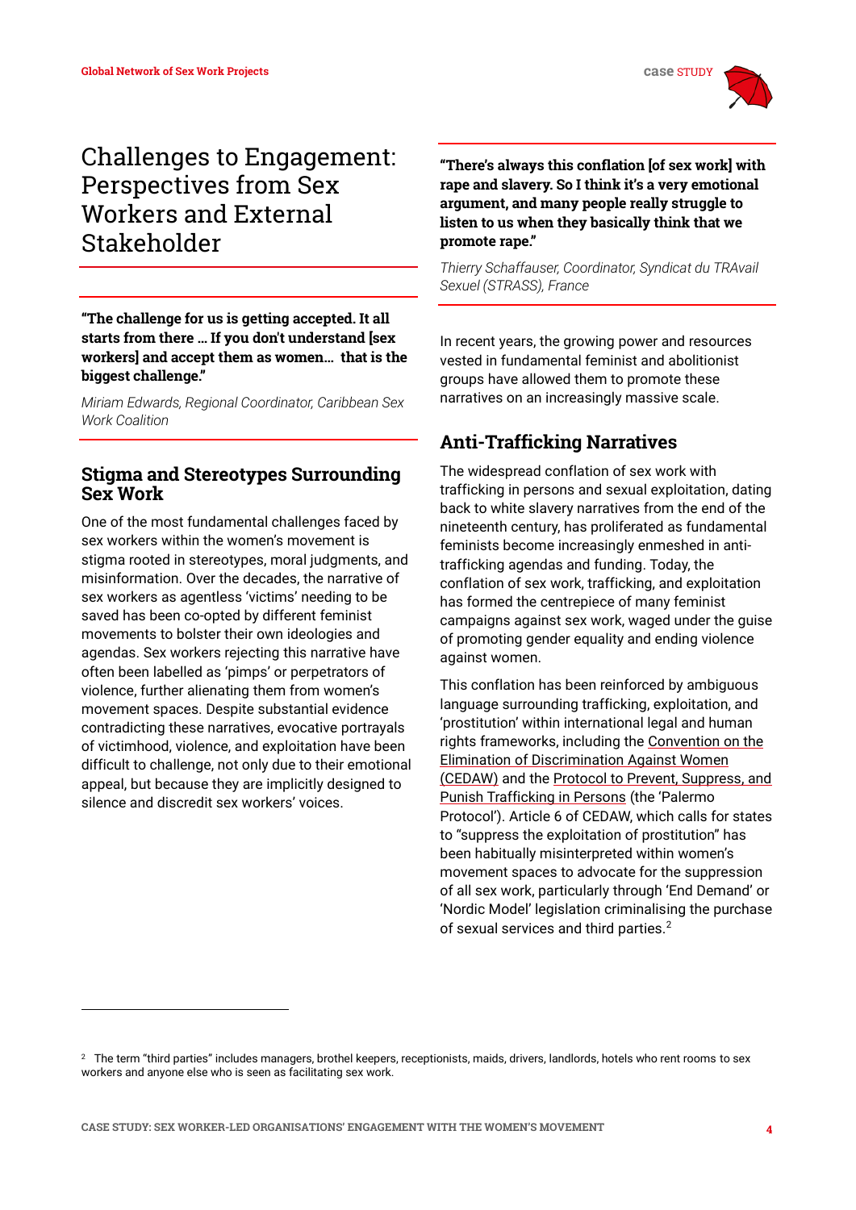# Challenges to Engagement: Perspectives from Sex Workers and External Stakeholder

**"The challenge for us is getting accepted. It all starts from there … If you don't understand [sex workers] and accept them as women… that is the biggest challenge."**

*Miriam Edwards, Regional Coordinator, Caribbean Sex Work Coalition*

## Stigma and Stereotypes Surrounding Sex Work

One of the most fundamental challenges faced by sex workers within the women's movement is stigma rooted in stereotypes, moral judgments, and misinformation. Over the decades, the narrative of sex workers as agentless 'victims' needing to be saved has been co-opted by different feminist movements to bolster their own ideologies and agendas. Sex workers rejecting this narrative have often been labelled as 'pimps' or perpetrators of violence, further alienating them from women's movement spaces. Despite substantial evidence contradicting these narratives, evocative portrayals of victimhood, violence, and exploitation have been difficult to challenge, not only due to their emotional appeal, but because they are implicitly designed to silence and discredit sex workers' voices.

**"There's always this conflation [of sex work] with rape and slavery. So I think it's a very emotional argument, and many people really struggle to listen to us when they basically think that we promote rape."**

*Thierry Schaffauser, Coordinator, Syndicat du TRAvail Sexuel (STRASS), France*

In recent years, the growing power and resources vested in fundamental feminist and abolitionist groups have allowed them to promote these narratives on an increasingly massive scale.

## Anti-Trafficking Narratives

The widespread conflation of sex work with trafficking in persons and sexual exploitation, dating back to white slavery narratives from the end of the nineteenth century, has proliferated as fundamental feminists become increasingly enmeshed in anti-trafficking agendas and funding. Today, the conflation of sex work, trafficking, and exploitation has formed the centrepiece of many feminist campaigns against sex work, waged under the guise of promoting gender equality and ending violence against women.

This conflation has been reinforced by ambiguous language surrounding trafficking, exploitation, and 'prostitution' within international legal and human rights frameworks, including the Convention on the Elimination of Discrimination Against Women (CEDAW) and the Protocol to Prevent, Suppress, and Punish Trafficking in Persons (the 'Palermo Protocol'). Article 6 of CEDAW, which calls for states to "suppress the exploitation of prostitution" has been habitually misinterpreted within women's movement spaces to advocate for the suppression of all sex work, particularly through 'End Demand' or 'Nordic Model' legislation criminalising the purchase of sexual services and third parties.[2]

[2] The term "third parties" includes managers, brothel keepers, receptionists, maids, drivers, landlords, hotels who rent rooms to sex workers and anyone else who is seen as facilitating sex work.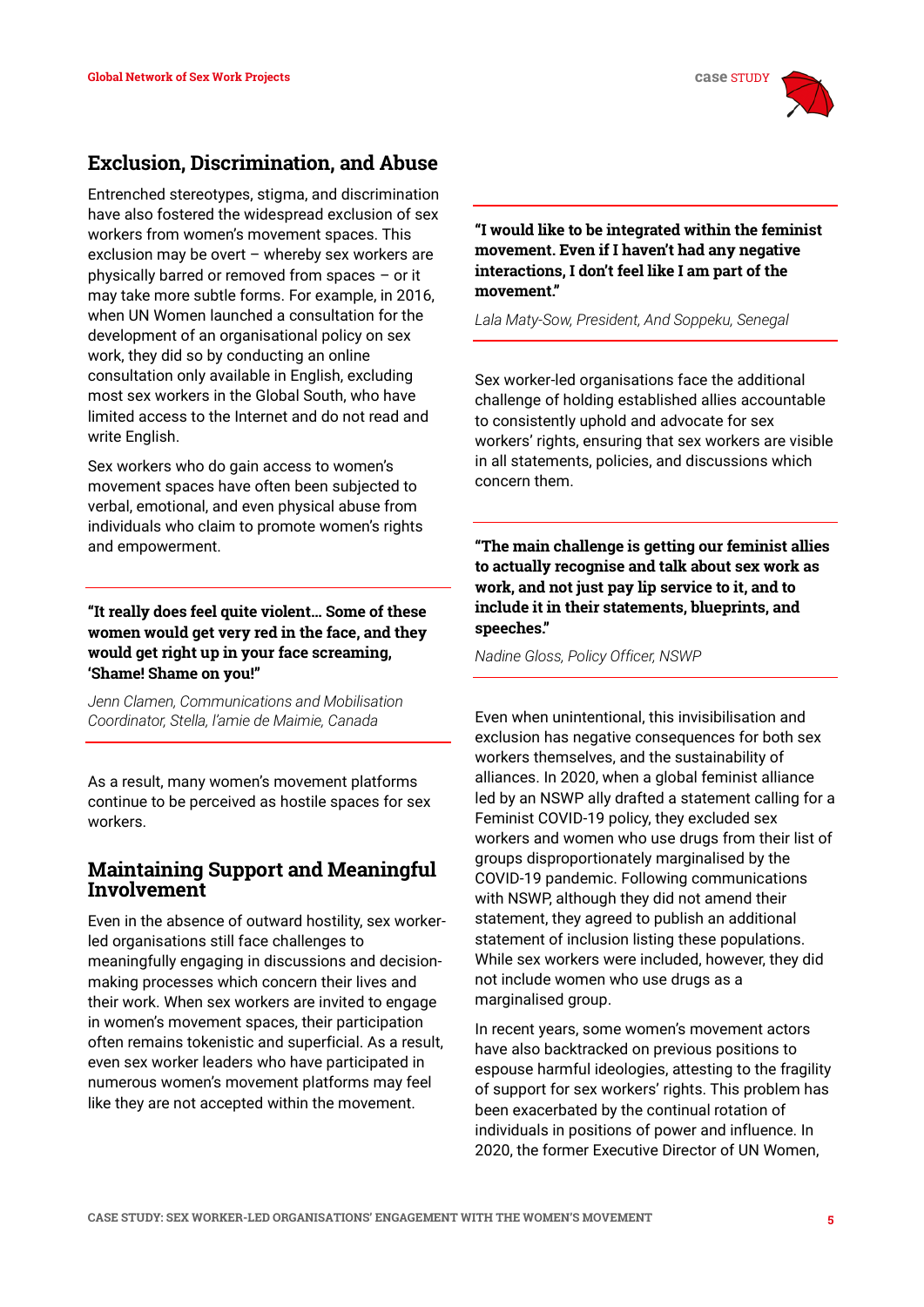## Exclusion, Discrimination, and Abuse

Entrenched stereotypes, stigma, and discrimination have also fostered the widespread exclusion of sex workers from women's movement spaces. This exclusion may be overt – whereby sex workers are physically barred or removed from spaces – or it may take more subtle forms. For example, in 2016, when UN Women launched a consultation for the development of an organisational policy on sex work, they did so by conducting an online consultation only available in English, excluding most sex workers in the Global South, who have limited access to the Internet and do not read and write English.

Sex workers who do gain access to women's movement spaces have often been subjected to verbal, emotional, and even physical abuse from individuals who claim to promote women's rights and empowerment.

> **"It really does feel quite violent… Some of these women would get very red in the face, and they would get right up in your face screaming, 'Shame! Shame on you!"**
>
> *Jenn Clamen, Communications and Mobilisation Coordinator, Stella, l'amie de Maimie, Canada*

As a result, many women's movement platforms continue to be perceived as hostile spaces for sex workers.

## Maintaining Support and Meaningful Involvement

Even in the absence of outward hostility, sex worker-led organisations still face challenges to meaningfully engaging in discussions and decision-making processes which concern their lives and their work. When sex workers are invited to engage in women's movement spaces, their participation often remains tokenistic and superficial. As a result, even sex worker leaders who have participated in numerous women's movement platforms may feel like they are not accepted within the movement.

> **"I would like to be integrated within the feminist movement. Even if I haven't had any negative interactions, I don't feel like I am part of the movement."**
>
> *Lala Maty-Sow, President, And Soppeku, Senegal*

Sex worker-led organisations face the additional challenge of holding established allies accountable to consistently uphold and advocate for sex workers' rights, ensuring that sex workers are visible in all statements, policies, and discussions which concern them.

> **"The main challenge is getting our feminist allies to actually recognise and talk about sex work as work, and not just pay lip service to it, and to include it in their statements, blueprints, and speeches."**
>
> *Nadine Gloss, Policy Officer, NSWP*

Even when unintentional, this invisibilisation and exclusion has negative consequences for both sex workers themselves, and the sustainability of alliances. In 2020, when a global feminist alliance led by an NSWP ally drafted a statement calling for a Feminist COVID-19 policy, they excluded sex workers and women who use drugs from their list of groups disproportionately marginalised by the COVID-19 pandemic. Following communications with NSWP, although they did not amend their statement, they agreed to publish an additional statement of inclusion listing these populations. While sex workers were included, however, they did not include women who use drugs as a marginalised group.

In recent years, some women's movement actors have also backtracked on previous positions to espouse harmful ideologies, attesting to the fragility of support for sex workers' rights. This problem has been exacerbated by the continual rotation of individuals in positions of power and influence. In 2020, the former Executive Director of UN Women,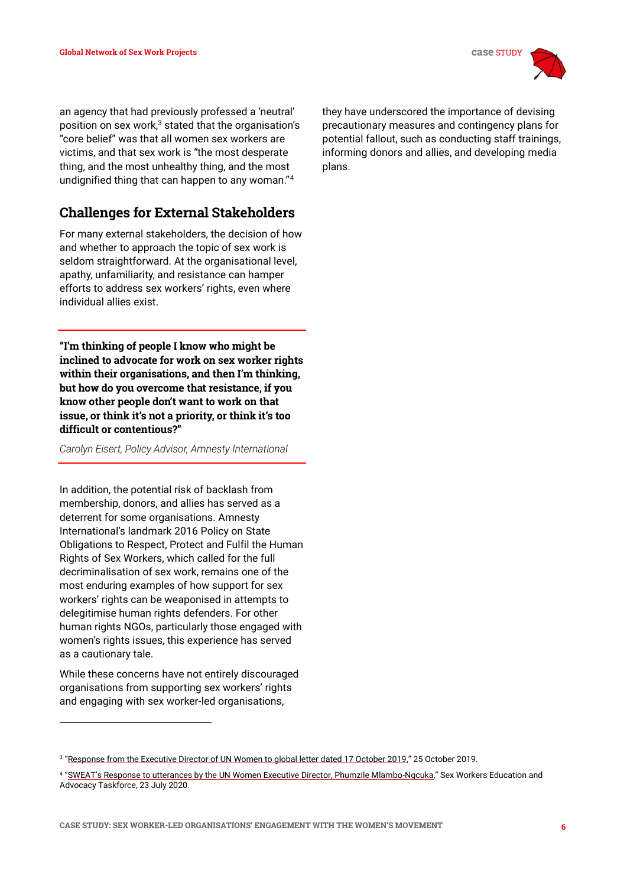an agency that had previously professed a 'neutral' position on sex work,[3] stated that the organisation's "core belief" was that all women sex workers are victims, and that sex work is "the most desperate thing, and the most unhealthy thing, and the most undignified thing that can happen to any woman."[4]

## Challenges for External Stakeholders

For many external stakeholders, the decision of how and whether to approach the topic of sex work is seldom straightforward. At the organisational level, apathy, unfamiliarity, and resistance can hamper efforts to address sex workers' rights, even where individual allies exist.

> **"I'm thinking of people I know who might be inclined to advocate for work on sex worker rights within their organisations, and then I'm thinking, but how do you overcome that resistance, if you know other people don't want to work on that issue, or think it's not a priority, or think it's too difficult or contentious?"**
>
> *Carolyn Eisert, Policy Advisor, Amnesty International*

In addition, the potential risk of backlash from membership, donors, and allies has served as a deterrent for some organisations. Amnesty International's landmark 2016 Policy on State Obligations to Respect, Protect and Fulfil the Human Rights of Sex Workers, which called for the full decriminalisation of sex work, remains one of the most enduring examples of how support for sex workers' rights can be weaponised in attempts to delegitimise human rights defenders. For other human rights NGOs, particularly those engaged with women's rights issues, this experience has served as a cautionary tale.

While these concerns have not entirely discouraged organisations from supporting sex workers' rights and engaging with sex worker-led organisations, they have underscored the importance of devising precautionary measures and contingency plans for potential fallout, such as conducting staff trainings, informing donors and allies, and developing media plans.

---

[3] "Response from the Executive Director of UN Women to global letter dated 17 October 2019," 25 October 2019.

[4] "SWEAT's Response to utterances by the UN Women Executive Director, Phumzile Mlambo-Ngcuka," Sex Workers Education and Advocacy Taskforce, 23 July 2020.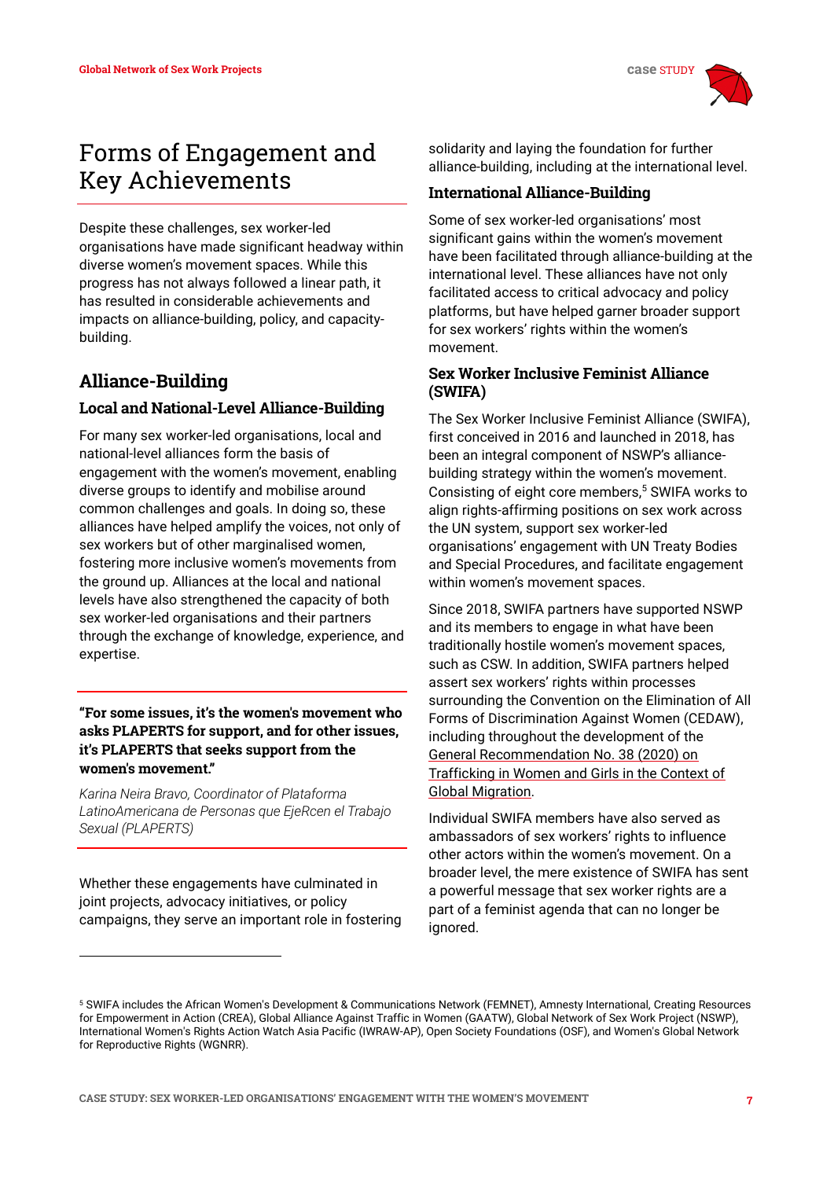# Forms of Engagement and Key Achievements

Despite these challenges, sex worker-led organisations have made significant headway within diverse women's movement spaces. While this progress has not always followed a linear path, it has resulted in considerable achievements and impacts on alliance-building, policy, and capacity-building.

## Alliance-Building

### Local and National-Level Alliance-Building

For many sex worker-led organisations, local and national-level alliances form the basis of engagement with the women's movement, enabling diverse groups to identify and mobilise around common challenges and goals. In doing so, these alliances have helped amplify the voices, not only of sex workers but of other marginalised women, fostering more inclusive women's movements from the ground up. Alliances at the local and national levels have also strengthened the capacity of both sex worker-led organisations and their partners through the exchange of knowledge, experience, and expertise.

> **"For some issues, it's the women's movement who asks PLAPERTS for support, and for other issues, it's PLAPERTS that seeks support from the women's movement."**
>
> *Karina Neira Bravo, Coordinator of Plataforma LatinoAmericana de Personas que EjeRcen el Trabajo Sexual (PLAPERTS)*

Whether these engagements have culminated in joint projects, advocacy initiatives, or policy campaigns, they serve an important role in fostering solidarity and laying the foundation for further alliance-building, including at the international level.

### International Alliance-Building

Some of sex worker-led organisations' most significant gains within the women's movement have been facilitated through alliance-building at the international level. These alliances have not only facilitated access to critical advocacy and policy platforms, but have helped garner broader support for sex workers' rights within the women's movement.

### Sex Worker Inclusive Feminist Alliance (SWIFA)

The Sex Worker Inclusive Feminist Alliance (SWIFA), first conceived in 2016 and launched in 2018, has been an integral component of NSWP's alliance-building strategy within the women's movement. Consisting of eight core members,[5] SWIFA works to align rights-affirming positions on sex work across the UN system, support sex worker-led organisations' engagement with UN Treaty Bodies and Special Procedures, and facilitate engagement within women's movement spaces.

Since 2018, SWIFA partners have supported NSWP and its members to engage in what have been traditionally hostile women's movement spaces, such as CSW. In addition, SWIFA partners helped assert sex workers' rights within processes surrounding the Convention on the Elimination of All Forms of Discrimination Against Women (CEDAW), including throughout the development of the General Recommendation No. 38 (2020) on Trafficking in Women and Girls in the Context of Global Migration.

Individual SWIFA members have also served as ambassadors of sex workers' rights to influence other actors within the women's movement. On a broader level, the mere existence of SWIFA has sent a powerful message that sex worker rights are a part of a feminist agenda that can no longer be ignored.

---

[5] SWIFA includes the African Women's Development & Communications Network (FEMNET), Amnesty International, Creating Resources for Empowerment in Action (CREA), Global Alliance Against Traffic in Women (GAATW), Global Network of Sex Work Project (NSWP), International Women's Rights Action Watch Asia Pacific (IWRAW-AP), Open Society Foundations (OSF), and Women's Global Network for Reproductive Rights (WGNRR).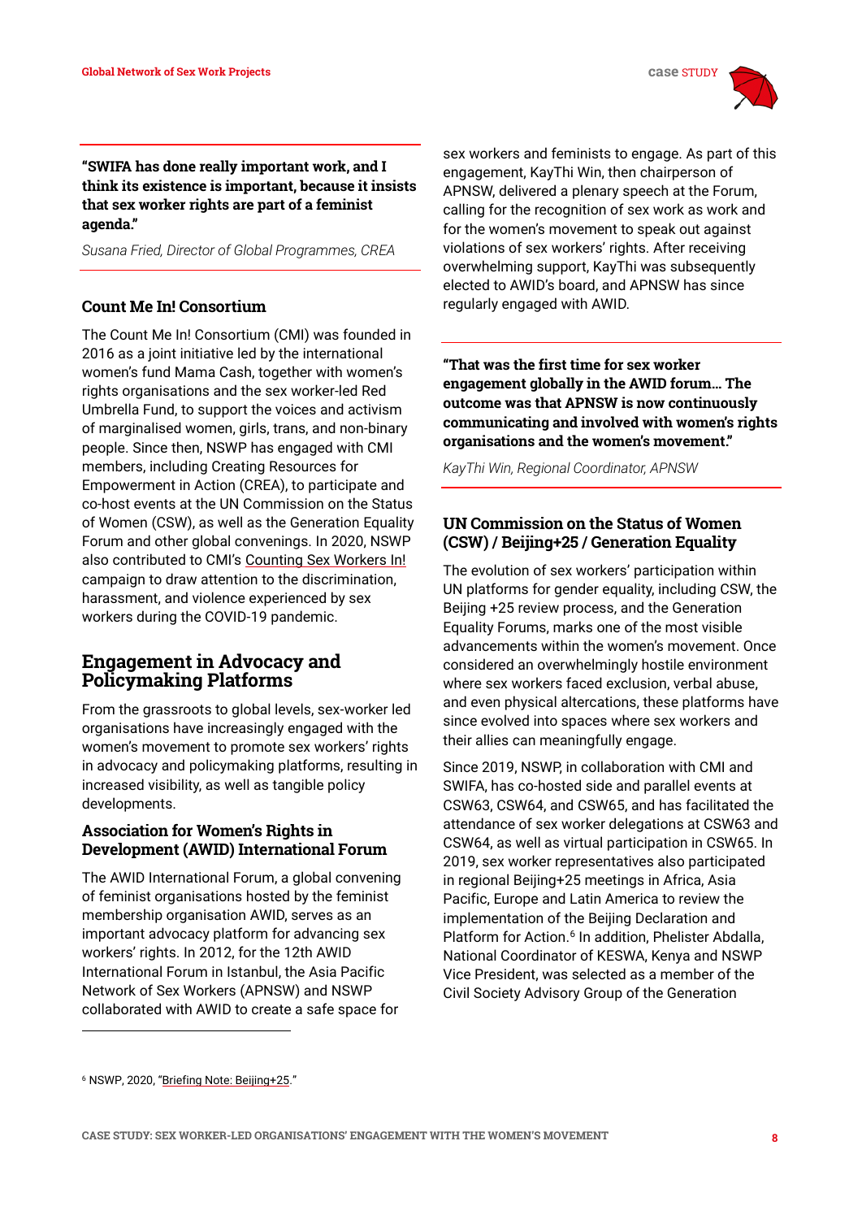**"SWIFA has done really important work, and I think its existence is important, because it insists that sex worker rights are part of a feminist agenda."**

*Susana Fried, Director of Global Programmes, CREA*

### Count Me In! Consortium

The Count Me In! Consortium (CMI) was founded in 2016 as a joint initiative led by the international women's fund Mama Cash, together with women's rights organisations and the sex worker-led Red Umbrella Fund, to support the voices and activism of marginalised women, girls, trans, and non-binary people. Since then, NSWP has engaged with CMI members, including Creating Resources for Empowerment in Action (CREA), to participate and co-host events at the UN Commission on the Status of Women (CSW), as well as the Generation Equality Forum and other global convenings. In 2020, NSWP also contributed to CMI's Counting Sex Workers In! campaign to draw attention to the discrimination, harassment, and violence experienced by sex workers during the COVID-19 pandemic.

## Engagement in Advocacy and Policymaking Platforms

From the grassroots to global levels, sex-worker led organisations have increasingly engaged with the women's movement to promote sex workers' rights in advocacy and policymaking platforms, resulting in increased visibility, as well as tangible policy developments.

### Association for Women's Rights in Development (AWID) International Forum

The AWID International Forum, a global convening of feminist organisations hosted by the feminist membership organisation AWID, serves as an important advocacy platform for advancing sex workers' rights. In 2012, for the 12th AWID International Forum in Istanbul, the Asia Pacific Network of Sex Workers (APNSW) and NSWP collaborated with AWID to create a safe space for sex workers and feminists to engage. As part of this engagement, KayThi Win, then chairperson of APNSW, delivered a plenary speech at the Forum, calling for the recognition of sex work as work and for the women's movement to speak out against violations of sex workers' rights. After receiving overwhelming support, KayThi was subsequently elected to AWID's board, and APNSW has since regularly engaged with AWID.

**"That was the first time for sex worker engagement globally in the AWID forum… The outcome was that APNSW is now continuously communicating and involved with women's rights organisations and the women's movement."**

*KayThi Win, Regional Coordinator, APNSW*

### UN Commission on the Status of Women (CSW) / Beijing+25 / Generation Equality

The evolution of sex workers' participation within UN platforms for gender equality, including CSW, the Beijing +25 review process, and the Generation Equality Forums, marks one of the most visible advancements within the women's movement. Once considered an overwhelmingly hostile environment where sex workers faced exclusion, verbal abuse, and even physical altercations, these platforms have since evolved into spaces where sex workers and their allies can meaningfully engage.

Since 2019, NSWP, in collaboration with CMI and SWIFA, has co-hosted side and parallel events at CSW63, CSW64, and CSW65, and has facilitated the attendance of sex worker delegations at CSW63 and CSW64, as well as virtual participation in CSW65. In 2019, sex worker representatives also participated in regional Beijing+25 meetings in Africa, Asia Pacific, Europe and Latin America to review the implementation of the Beijing Declaration and Platform for Action.[6] In addition, Phelister Abdalla, National Coordinator of KESWA, Kenya and NSWP Vice President, was selected as a member of the Civil Society Advisory Group of the Generation

---

[6] NSWP, 2020, "Briefing Note: Beijing+25."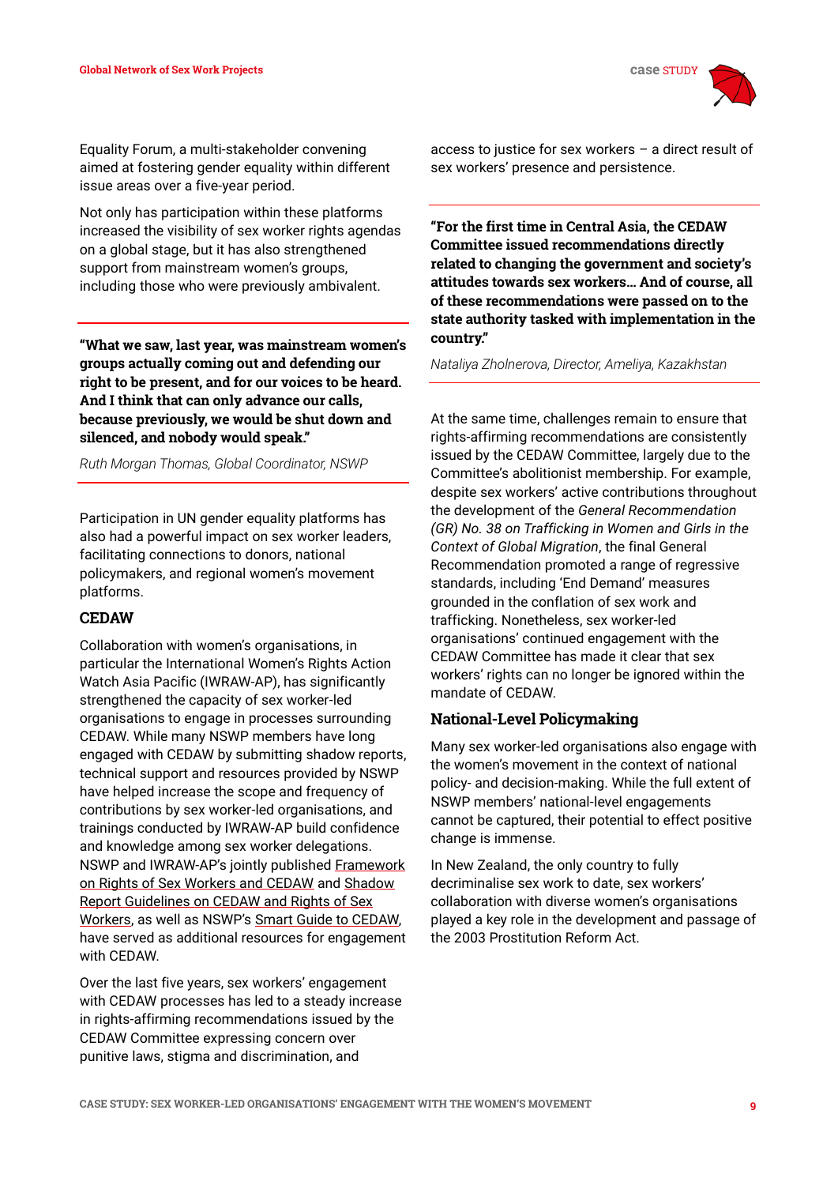Equality Forum, a multi-stakeholder convening aimed at fostering gender equality within different issue areas over a five-year period.

Not only has participation within these platforms increased the visibility of sex worker rights agendas on a global stage, but it has also strengthened support from mainstream women's groups, including those who were previously ambivalent.

> **"What we saw, last year, was mainstream women's groups actually coming out and defending our right to be present, and for our voices to be heard. And I think that can only advance our calls, because previously, we would be shut down and silenced, and nobody would speak."**
>
> *Ruth Morgan Thomas, Global Coordinator, NSWP*

Participation in UN gender equality platforms has also had a powerful impact on sex worker leaders, facilitating connections to donors, national policymakers, and regional women's movement platforms.

## CEDAW

Collaboration with women's organisations, in particular the International Women's Rights Action Watch Asia Pacific (IWRAW-AP), has significantly strengthened the capacity of sex worker-led organisations to engage in processes surrounding CEDAW. While many NSWP members have long engaged with CEDAW by submitting shadow reports, technical support and resources provided by NSWP have helped increase the scope and frequency of contributions by sex worker-led organisations, and trainings conducted by IWRAW-AP build confidence and knowledge among sex worker delegations. NSWP and IWRAW-AP's jointly published Framework on Rights of Sex Workers and CEDAW and Shadow Report Guidelines on CEDAW and Rights of Sex Workers, as well as NSWP's Smart Guide to CEDAW, have served as additional resources for engagement with CEDAW.

Over the last five years, sex workers' engagement with CEDAW processes has led to a steady increase in rights-affirming recommendations issued by the CEDAW Committee expressing concern over punitive laws, stigma and discrimination, and access to justice for sex workers – a direct result of sex workers' presence and persistence.

> **"For the first time in Central Asia, the CEDAW Committee issued recommendations directly related to changing the government and society's attitudes towards sex workers… And of course, all of these recommendations were passed on to the state authority tasked with implementation in the country."**
>
> *Nataliya Zholnerova, Director, Ameliya, Kazakhstan*

At the same time, challenges remain to ensure that rights-affirming recommendations are consistently issued by the CEDAW Committee, largely due to the Committee's abolitionist membership. For example, despite sex workers' active contributions throughout the development of the *General Recommendation (GR) No. 38 on Trafficking in Women and Girls in the Context of Global Migration*, the final General Recommendation promoted a range of regressive standards, including 'End Demand' measures grounded in the conflation of sex work and trafficking. Nonetheless, sex worker-led organisations' continued engagement with the CEDAW Committee has made it clear that sex workers' rights can no longer be ignored within the mandate of CEDAW.

## National-Level Policymaking

Many sex worker-led organisations also engage with the women's movement in the context of national policy- and decision-making. While the full extent of NSWP members' national-level engagements cannot be captured, their potential to effect positive change is immense.

In New Zealand, the only country to fully decriminalise sex work to date, sex workers' collaboration with diverse women's organisations played a key role in the development and passage of the 2003 Prostitution Reform Act.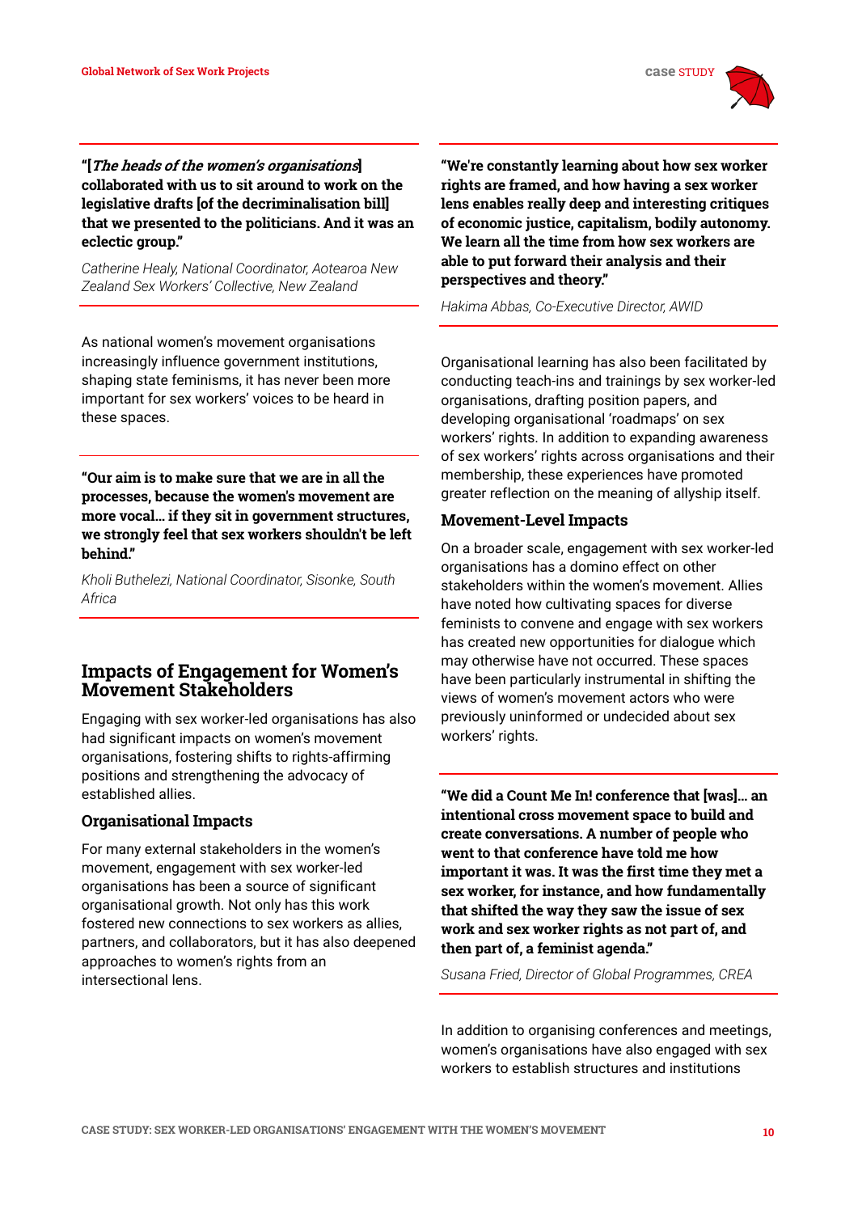**"[*The heads of the women's organisations*] collaborated with us to sit around to work on the legislative drafts [of the decriminalisation bill] that we presented to the politicians. And it was an eclectic group."**

*Catherine Healy, National Coordinator, Aotearoa New Zealand Sex Workers' Collective, New Zealand*

As national women's movement organisations increasingly influence government institutions, shaping state feminisms, it has never been more important for sex workers' voices to be heard in these spaces.

**"Our aim is to make sure that we are in all the processes, because the women's movement are more vocal… if they sit in government structures, we strongly feel that sex workers shouldn't be left behind."**

*Kholi Buthelezi, National Coordinator, Sisonke, South Africa*

## Impacts of Engagement for Women's Movement Stakeholders

Engaging with sex worker-led organisations has also had significant impacts on women's movement organisations, fostering shifts to rights-affirming positions and strengthening the advocacy of established allies.

### Organisational Impacts

For many external stakeholders in the women's movement, engagement with sex worker-led organisations has been a source of significant organisational growth. Not only has this work fostered new connections to sex workers as allies, partners, and collaborators, but it has also deepened approaches to women's rights from an intersectional lens.

**"We're constantly learning about how sex worker rights are framed, and how having a sex worker lens enables really deep and interesting critiques of economic justice, capitalism, bodily autonomy. We learn all the time from how sex workers are able to put forward their analysis and their perspectives and theory."**

*Hakima Abbas, Co-Executive Director, AWID*

Organisational learning has also been facilitated by conducting teach-ins and trainings by sex worker-led organisations, drafting position papers, and developing organisational 'roadmaps' on sex workers' rights. In addition to expanding awareness of sex workers' rights across organisations and their membership, these experiences have promoted greater reflection on the meaning of allyship itself.

### Movement-Level Impacts

On a broader scale, engagement with sex worker-led organisations has a domino effect on other stakeholders within the women's movement. Allies have noted how cultivating spaces for diverse feminists to convene and engage with sex workers has created new opportunities for dialogue which may otherwise have not occurred. These spaces have been particularly instrumental in shifting the views of women's movement actors who were previously uninformed or undecided about sex workers' rights.

**"We did a Count Me In! conference that [was]… an intentional cross movement space to build and create conversations. A number of people who went to that conference have told me how important it was. It was the first time they met a sex worker, for instance, and how fundamentally that shifted the way they saw the issue of sex work and sex worker rights as not part of, and then part of, a feminist agenda."**

*Susana Fried, Director of Global Programmes, CREA*

In addition to organising conferences and meetings, women's organisations have also engaged with sex workers to establish structures and institutions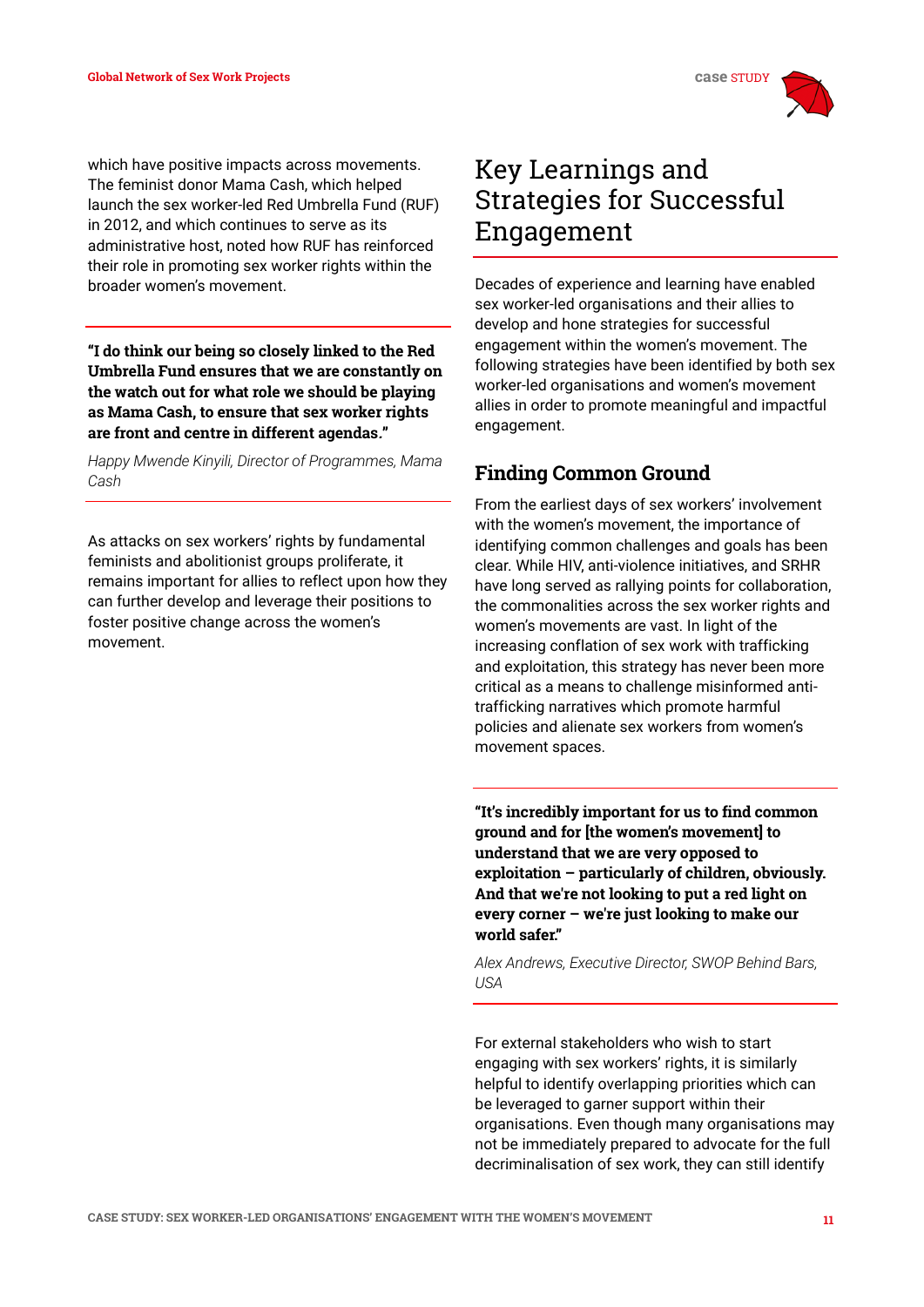which have positive impacts across movements. The feminist donor Mama Cash, which helped launch the sex worker-led Red Umbrella Fund (RUF) in 2012, and which continues to serve as its administrative host, noted how RUF has reinforced their role in promoting sex worker rights within the broader women's movement.

> **"I do think our being so closely linked to the Red Umbrella Fund ensures that we are constantly on the watch out for what role we should be playing as Mama Cash, to ensure that sex worker rights are front and centre in different agendas."**
>
> *Happy Mwende Kinyili, Director of Programmes, Mama Cash*

As attacks on sex workers' rights by fundamental feminists and abolitionist groups proliferate, it remains important for allies to reflect upon how they can further develop and leverage their positions to foster positive change across the women's movement.

# Key Learnings and Strategies for Successful Engagement

Decades of experience and learning have enabled sex worker-led organisations and their allies to develop and hone strategies for successful engagement within the women's movement. The following strategies have been identified by both sex worker-led organisations and women's movement allies in order to promote meaningful and impactful engagement.

## Finding Common Ground

From the earliest days of sex workers' involvement with the women's movement, the importance of identifying common challenges and goals has been clear. While HIV, anti-violence initiatives, and SRHR have long served as rallying points for collaboration, the commonalities across the sex worker rights and women's movements are vast. In light of the increasing conflation of sex work with trafficking and exploitation, this strategy has never been more critical as a means to challenge misinformed anti-trafficking narratives which promote harmful policies and alienate sex workers from women's movement spaces.

> **"It's incredibly important for us to find common ground and for [the women's movement] to understand that we are very opposed to exploitation – particularly of children, obviously. And that we're not looking to put a red light on every corner – we're just looking to make our world safer."**
>
> *Alex Andrews, Executive Director, SWOP Behind Bars, USA*

For external stakeholders who wish to start engaging with sex workers' rights, it is similarly helpful to identify overlapping priorities which can be leveraged to garner support within their organisations. Even though many organisations may not be immediately prepared to advocate for the full decriminalisation of sex work, they can still identify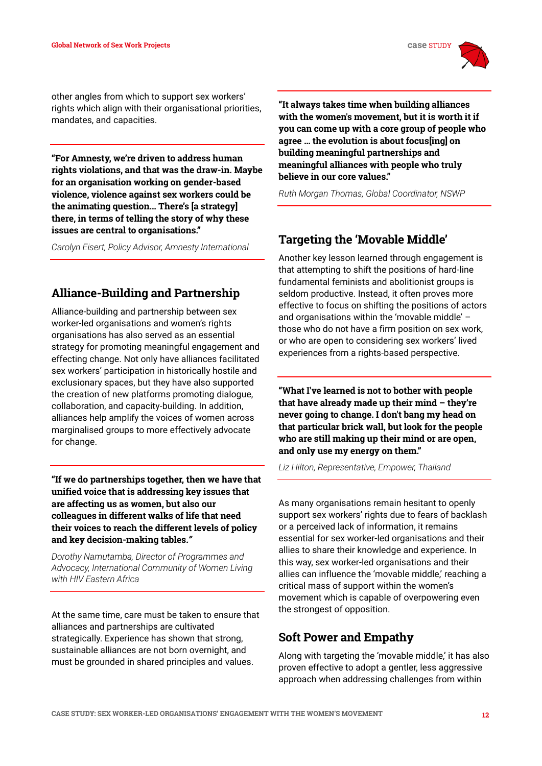other angles from which to support sex workers' rights which align with their organisational priorities, mandates, and capacities.

> **"For Amnesty, we're driven to address human rights violations, and that was the draw-in. Maybe for an organisation working on gender-based violence, violence against sex workers could be the animating question… There's [a strategy] there, in terms of telling the story of why these issues are central to organisations."**
>
> *Carolyn Eisert, Policy Advisor, Amnesty International*

## Alliance-Building and Partnership

Alliance-building and partnership between sex worker-led organisations and women's rights organisations has also served as an essential strategy for promoting meaningful engagement and effecting change. Not only have alliances facilitated sex workers' participation in historically hostile and exclusionary spaces, but they have also supported the creation of new platforms promoting dialogue, collaboration, and capacity-building. In addition, alliances help amplify the voices of women across marginalised groups to more effectively advocate for change.

> **"If we do partnerships together, then we have that unified voice that is addressing key issues that are affecting us as women, but also our colleagues in different walks of life that need their voices to reach the different levels of policy and key decision-making tables."**
>
> *Dorothy Namutamba, Director of Programmes and Advocacy, International Community of Women Living with HIV Eastern Africa*

At the same time, care must be taken to ensure that alliances and partnerships are cultivated strategically. Experience has shown that strong, sustainable alliances are not born overnight, and must be grounded in shared principles and values.

> **"It always takes time when building alliances with the women's movement, but it is worth it if you can come up with a core group of people who agree … the evolution is about focus[ing] on building meaningful partnerships and meaningful alliances with people who truly believe in our core values."**
>
> *Ruth Morgan Thomas, Global Coordinator, NSWP*

## Targeting the 'Movable Middle'

Another key lesson learned through engagement is that attempting to shift the positions of hard-line fundamental feminists and abolitionist groups is seldom productive. Instead, it often proves more effective to focus on shifting the positions of actors and organisations within the 'movable middle' – those who do not have a firm position on sex work, or who are open to considering sex workers' lived experiences from a rights-based perspective.

> **"What I've learned is not to bother with people that have already made up their mind – they're never going to change. I don't bang my head on that particular brick wall, but look for the people who are still making up their mind or are open, and only use my energy on them."**
>
> *Liz Hilton, Representative, Empower, Thailand*

As many organisations remain hesitant to openly support sex workers' rights due to fears of backlash or a perceived lack of information, it remains essential for sex worker-led organisations and their allies to share their knowledge and experience. In this way, sex worker-led organisations and their allies can influence the 'movable middle,' reaching a critical mass of support within the women's movement which is capable of overpowering even the strongest of opposition.

## Soft Power and Empathy

Along with targeting the 'movable middle,' it has also proven effective to adopt a gentler, less aggressive approach when addressing challenges from within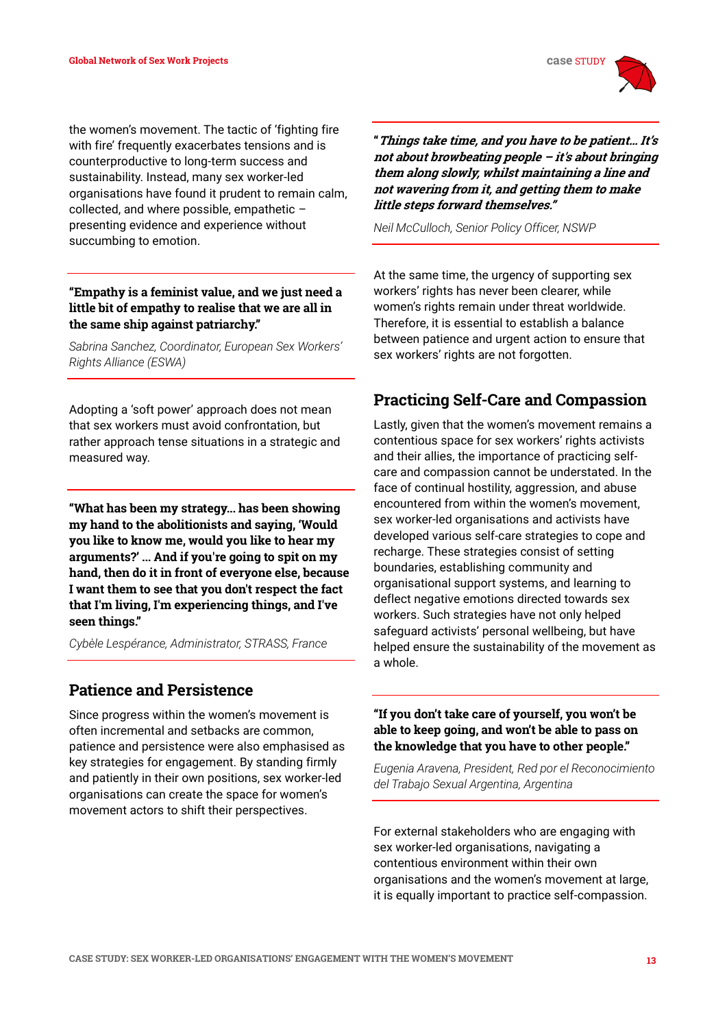the women's movement. The tactic of 'fighting fire with fire' frequently exacerbates tensions and is counterproductive to long-term success and sustainability. Instead, many sex worker-led organisations have found it prudent to remain calm, collected, and where possible, empathetic – presenting evidence and experience without succumbing to emotion.

> **"Empathy is a feminist value, and we just need a little bit of empathy to realise that we are all in the same ship against patriarchy."**
>
> *Sabrina Sanchez, Coordinator, European Sex Workers' Rights Alliance (ESWA)*

Adopting a 'soft power' approach does not mean that sex workers must avoid confrontation, but rather approach tense situations in a strategic and measured way.

> **"What has been my strategy… has been showing my hand to the abolitionists and saying, 'Would you like to know me, would you like to hear my arguments?' … And if you're going to spit on my hand, then do it in front of everyone else, because I want them to see that you don't respect the fact that I'm living, I'm experiencing things, and I've seen things."**
>
> *Cybèle Lespérance, Administrator, STRASS, France*

## Patience and Persistence

Since progress within the women's movement is often incremental and setbacks are common, patience and persistence were also emphasised as key strategies for engagement. By standing firmly and patiently in their own positions, sex worker-led organisations can create the space for women's movement actors to shift their perspectives.

> ***"Things take time, and you have to be patient… It's not about browbeating people – it's about bringing them along slowly, whilst maintaining a line and not wavering from it, and getting them to make little steps forward themselves."***
>
> *Neil McCulloch, Senior Policy Officer, NSWP*

At the same time, the urgency of supporting sex workers' rights has never been clearer, while women's rights remain under threat worldwide. Therefore, it is essential to establish a balance between patience and urgent action to ensure that sex workers' rights are not forgotten.

## Practicing Self-Care and Compassion

Lastly, given that the women's movement remains a contentious space for sex workers' rights activists and their allies, the importance of practicing self-care and compassion cannot be understated. In the face of continual hostility, aggression, and abuse encountered from within the women's movement, sex worker-led organisations and activists have developed various self-care strategies to cope and recharge. These strategies consist of setting boundaries, establishing community and organisational support systems, and learning to deflect negative emotions directed towards sex workers. Such strategies have not only helped safeguard activists' personal wellbeing, but have helped ensure the sustainability of the movement as a whole.

> **"If you don't take care of yourself, you won't be able to keep going, and won't be able to pass on the knowledge that you have to other people."**
>
> *Eugenia Aravena, President, Red por el Reconocimiento del Trabajo Sexual Argentina, Argentina*

For external stakeholders who are engaging with sex worker-led organisations, navigating a contentious environment within their own organisations and the women's movement at large, it is equally important to practice self-compassion.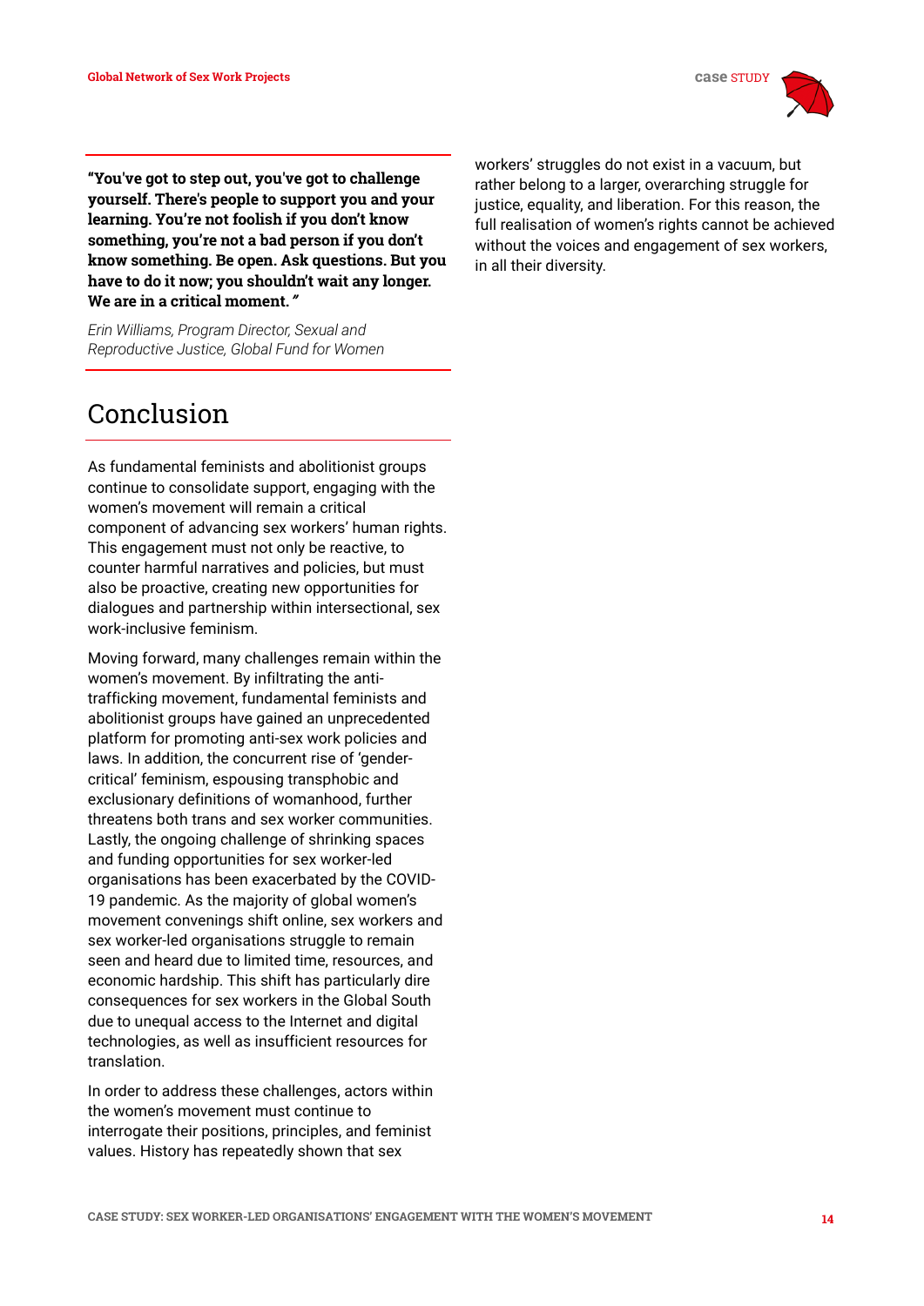> **"You've got to step out, you've got to challenge yourself. There's people to support you and your learning. You're not foolish if you don't know something, you're not a bad person if you don't know something. Be open. Ask questions. But you have to do it now; you shouldn't wait any longer. We are in a critical moment."**
>
> *Erin Williams, Program Director, Sexual and Reproductive Justice, Global Fund for Women*

## Conclusion

As fundamental feminists and abolitionist groups continue to consolidate support, engaging with the women's movement will remain a critical component of advancing sex workers' human rights. This engagement must not only be reactive, to counter harmful narratives and policies, but must also be proactive, creating new opportunities for dialogues and partnership within intersectional, sex work-inclusive feminism.

Moving forward, many challenges remain within the women's movement. By infiltrating the anti-trafficking movement, fundamental feminists and abolitionist groups have gained an unprecedented platform for promoting anti-sex work policies and laws. In addition, the concurrent rise of 'gender-critical' feminism, espousing transphobic and exclusionary definitions of womanhood, further threatens both trans and sex worker communities. Lastly, the ongoing challenge of shrinking spaces and funding opportunities for sex worker-led organisations has been exacerbated by the COVID-19 pandemic. As the majority of global women's movement convenings shift online, sex workers and sex worker-led organisations struggle to remain seen and heard due to limited time, resources, and economic hardship. This shift has particularly dire consequences for sex workers in the Global South due to unequal access to the Internet and digital technologies, as well as insufficient resources for translation.

In order to address these challenges, actors within the women's movement must continue to interrogate their positions, principles, and feminist values. History has repeatedly shown that sex workers' struggles do not exist in a vacuum, but rather belong to a larger, overarching struggle for justice, equality, and liberation. For this reason, the full realisation of women's rights cannot be achieved without the voices and engagement of sex workers, in all their diversity.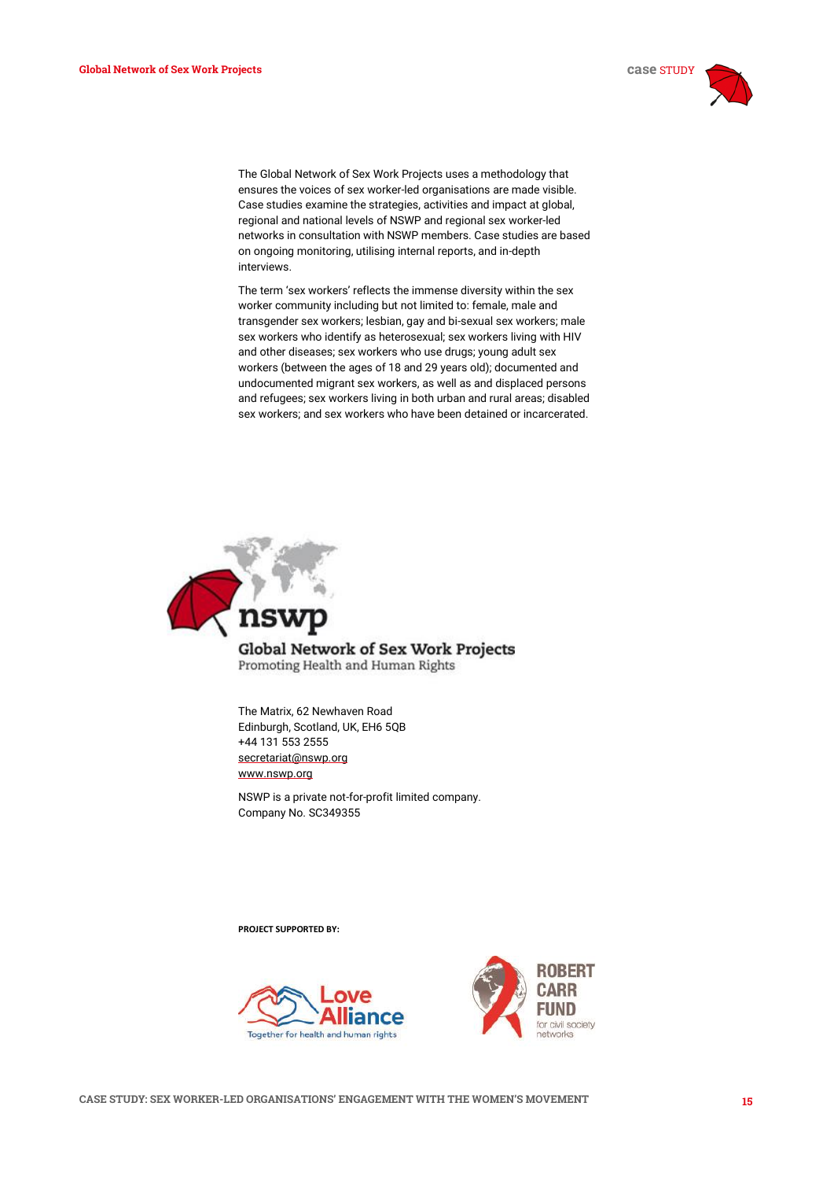The Global Network of Sex Work Projects uses a methodology that ensures the voices of sex worker-led organisations are made visible. Case studies examine the strategies, activities and impact at global, regional and national levels of NSWP and regional sex worker-led networks in consultation with NSWP members. Case studies are based on ongoing monitoring, utilising internal reports, and in-depth interviews.

The term 'sex workers' reflects the immense diversity within the sex worker community including but not limited to: female, male and transgender sex workers; lesbian, gay and bi-sexual sex workers; male sex workers who identify as heterosexual; sex workers living with HIV and other diseases; sex workers who use drugs; young adult sex workers (between the ages of 18 and 29 years old); documented and undocumented migrant sex workers, as well as and displaced persons and refugees; sex workers living in both urban and rural areas; disabled sex workers; and sex workers who have been detained or incarcerated.

nswp

Global Network of Sex Work Projects
Promoting Health and Human Rights

The Matrix, 62 Newhaven Road
Edinburgh, Scotland, UK, EH6 5QB
+44 131 553 2555
secretariat@nswp.org
www.nswp.org

NSWP is a private not-for-profit limited company.
Company No. SC349355

**PROJECT SUPPORTED BY:**

Love Alliance
Together for health and human rights

ROBERT CARR FUND
for civil society networks